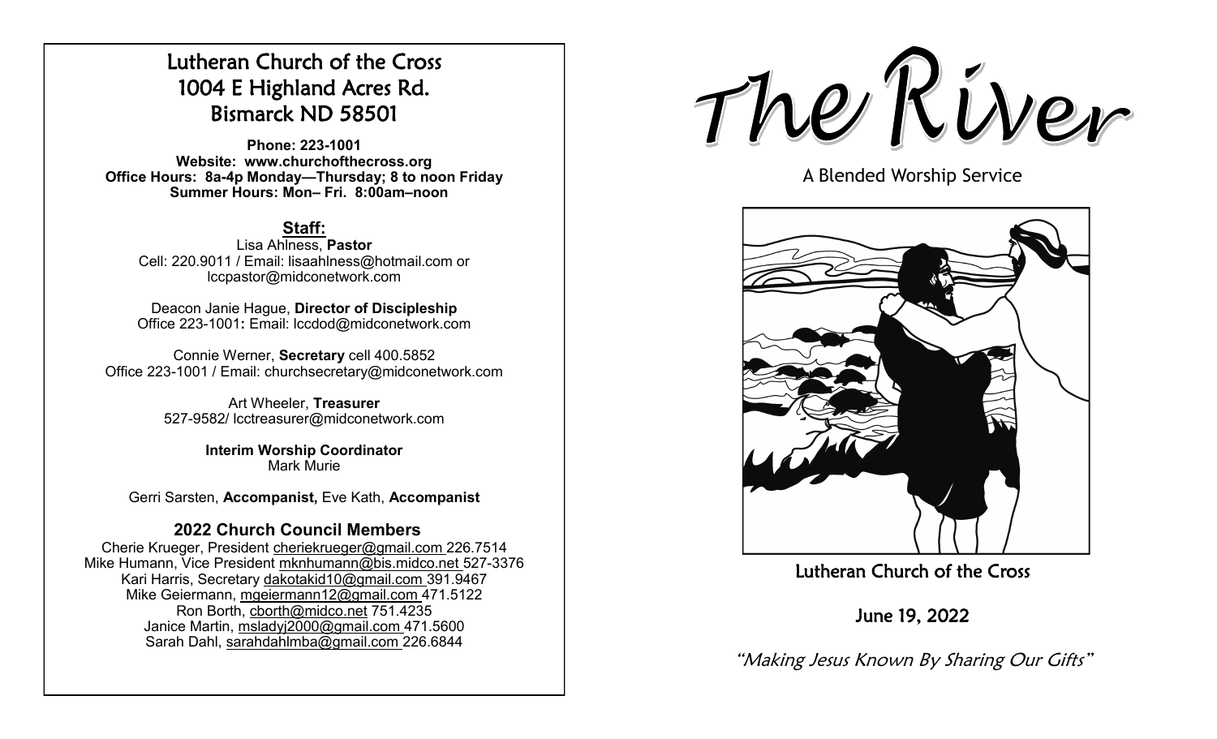# Lutheran Church of the Cross
## 1004 E Highland Acres Rd.
## Bismarck ND 58501

**Phone: 223-1001**
**Website: www.churchofthecross.org**
**Office Hours: 8a-4p Monday—Thursday; 8 to noon Friday**
**Summer Hours: Mon– Fri. 8:00am–noon**

### Staff:

Lisa Ahlness, **Pastor**
Cell: 220.9011 / Email: lisaahlness@hotmail.com or lccpastor@midconetwork.com

Deacon Janie Hague, **Director of Discipleship**
Office 223-1001**:** Email: lccdod@midconetwork.com

Connie Werner, **Secretary** cell 400.5852
Office 223-1001 / Email: churchsecretary@midconetwork.com

Art Wheeler, **Treasurer**
527-9582/ lcctreasurer@midconetwork.com

**Interim Worship Coordinator**
Mark Murie

Gerri Sarsten, **Accompanist,** Eve Kath, **Accompanist**

### 2022 Church Council Members

Cherie Krueger, President cheriekrueger@gmail.com 226.7514
Mike Humann, Vice President mknhumann@bis.midco.net 527-3376
Kari Harris, Secretary dakotakid10@gmail.com 391.9467
Mike Geiermann, mgeiermann12@gmail.com 471.5122
Ron Borth, cborth@midco.net 751.4235
Janice Martin, msladyj2000@gmail.com 471.5600
Sarah Dahl, sarahdahlmba@gmail.com 226.6844

# The River

A Blended Worship Service

Lutheran Church of the Cross

June 19, 2022

*"Making Jesus Known By Sharing Our Gifts"*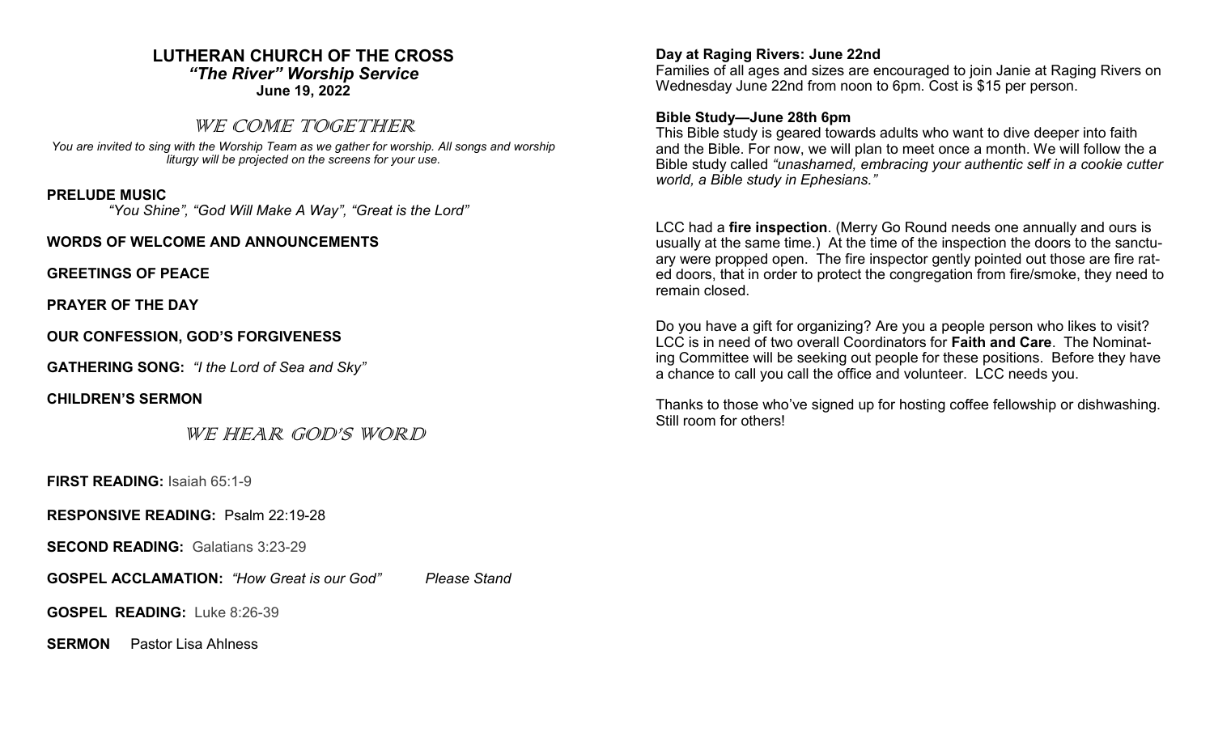# LUTHERAN CHURCH OF THE CROSS

***"The River" Worship Service***

**June 19, 2022**

## WE COME TOGETHER

*You are invited to sing with the Worship Team as we gather for worship. All songs and worship liturgy will be projected on the screens for your use.*

**PRELUDE MUSIC**

*"You Shine", "God Will Make A Way", "Great is the Lord"*

**WORDS OF WELCOME AND ANNOUNCEMENTS**

**GREETINGS OF PEACE**

**PRAYER OF THE DAY**

**OUR CONFESSION, GOD'S FORGIVENESS**

**GATHERING SONG:** *"I the Lord of Sea and Sky"*

**CHILDREN'S SERMON**

## WE HEAR GOD'S WORD

**FIRST READING:** Isaiah 65:1-9

**RESPONSIVE READING:** Psalm 22:19-28

**SECOND READING:** Galatians 3:23-29

**GOSPEL ACCLAMATION:** *"How Great is our God"* *Please Stand*

**GOSPEL READING:** Luke 8:26-39

**SERMON** Pastor Lisa Ahlness

**Day at Raging Rivers: June 22nd**

Families of all ages and sizes are encouraged to join Janie at Raging Rivers on Wednesday June 22nd from noon to 6pm. Cost is $15 per person.

**Bible Study—June 28th 6pm**

This Bible study is geared towards adults who want to dive deeper into faith and the Bible. For now, we will plan to meet once a month. We will follow the a Bible study called *"unashamed, embracing your authentic self in a cookie cutter world, a Bible study in Ephesians."*

LCC had a **fire inspection**. (Merry Go Round needs one annually and ours is usually at the same time.) At the time of the inspection the doors to the sanctuary were propped open. The fire inspector gently pointed out those are fire rated doors, that in order to protect the congregation from fire/smoke, they need to remain closed.

Do you have a gift for organizing? Are you a people person who likes to visit? LCC is in need of two overall Coordinators for **Faith and Care**. The Nominating Committee will be seeking out people for these positions. Before they have a chance to call you call the office and volunteer. LCC needs you.

Thanks to those who've signed up for hosting coffee fellowship or dishwashing. Still room for others!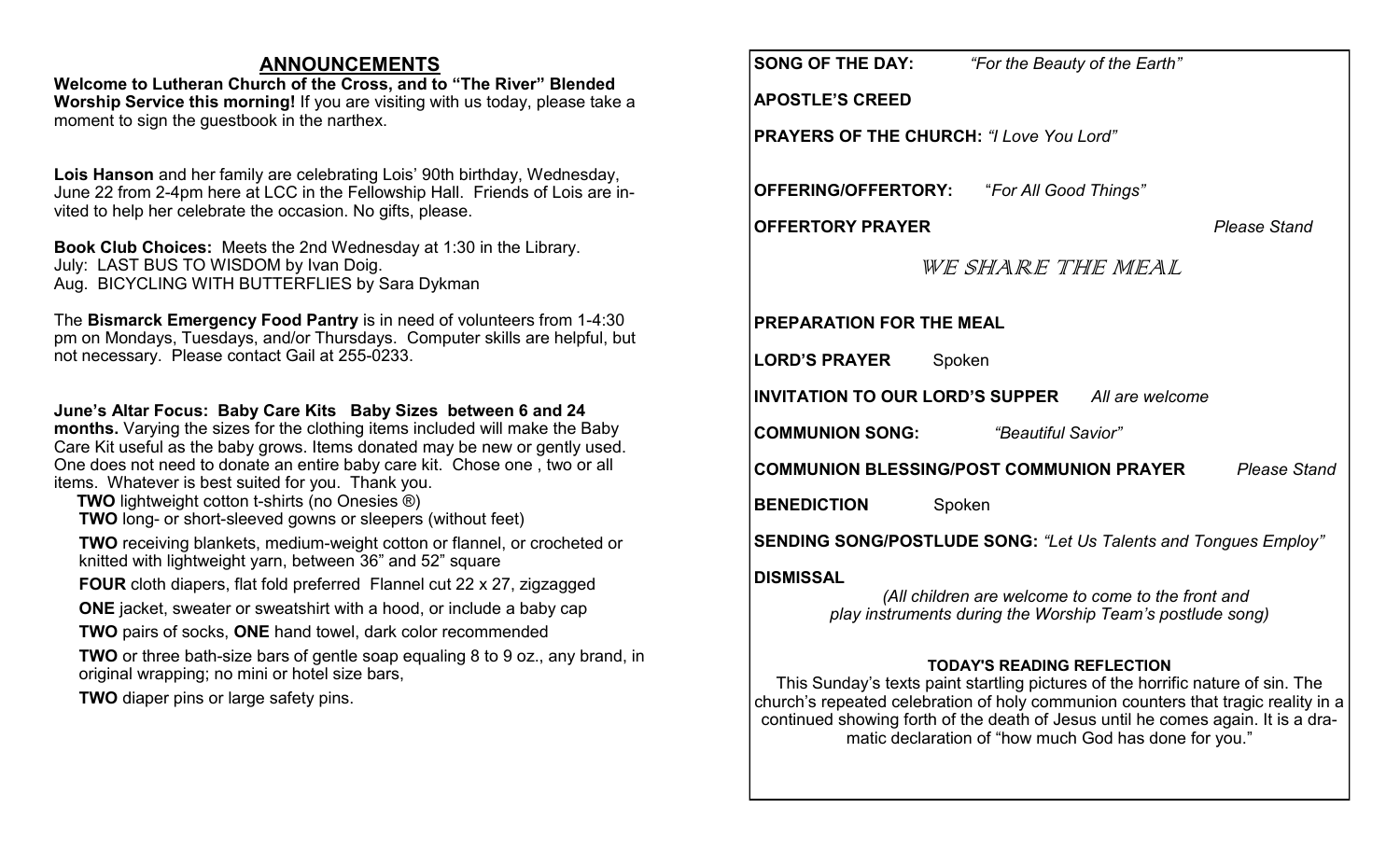## ANNOUNCEMENTS

**Welcome to Lutheran Church of the Cross, and to "The River" Blended Worship Service this morning!** If you are visiting with us today, please take a moment to sign the guestbook in the narthex.

**Lois Hanson** and her family are celebrating Lois' 90th birthday, Wednesday, June 22 from 2-4pm here at LCC in the Fellowship Hall. Friends of Lois are invited to help her celebrate the occasion. No gifts, please.

**Book Club Choices:** Meets the 2nd Wednesday at 1:30 in the Library.
July: LAST BUS TO WISDOM by Ivan Doig.
Aug. BICYCLING WITH BUTTERFLIES by Sara Dykman

The **Bismarck Emergency Food Pantry** is in need of volunteers from 1-4:30 pm on Mondays, Tuesdays, and/or Thursdays. Computer skills are helpful, but not necessary. Please contact Gail at 255-0233.

**June's Altar Focus: Baby Care Kits Baby Sizes between 6 and 24 months.** Varying the sizes for the clothing items included will make the Baby Care Kit useful as the baby grows. Items donated may be new or gently used. One does not need to donate an entire baby care kit. Chose one , two or all items. Whatever is best suited for you. Thank you.

- **TWO** lightweight cotton t-shirts (no Onesies ®)
- **TWO** long- or short-sleeved gowns or sleepers (without feet)
- **TWO** receiving blankets, medium-weight cotton or flannel, or crocheted or knitted with lightweight yarn, between 36" and 52" square
- **FOUR** cloth diapers, flat fold preferred Flannel cut 22 x 27, zigzagged
- **ONE** jacket, sweater or sweatshirt with a hood, or include a baby cap
- **TWO** pairs of socks, **ONE** hand towel, dark color recommended
- **TWO** or three bath-size bars of gentle soap equaling 8 to 9 oz., any brand, in original wrapping; no mini or hotel size bars,
- **TWO** diaper pins or large safety pins.

**SONG OF THE DAY:** *"For the Beauty of the Earth"*

**APOSTLE'S CREED**

**PRAYERS OF THE CHURCH:** *"I Love You Lord"*

**OFFERING/OFFERTORY:** "*For All Good Things"*

**OFFERTORY PRAYER** *Please Stand*

### WE SHARE THE MEAL

**PREPARATION FOR THE MEAL**

**LORD'S PRAYER** Spoken

**INVITATION TO OUR LORD'S SUPPER** *All are welcome*

**COMMUNION SONG:** *"Beautiful Savior"*

**COMMUNION BLESSING/POST COMMUNION PRAYER** *Please Stand*

**BENEDICTION** Spoken

**SENDING SONG/POSTLUDE SONG:** *"Let Us Talents and Tongues Employ"*

**DISMISSAL**

*(All children are welcome to come to the front and play instruments during the Worship Team's postlude song)*

**TODAY'S READING REFLECTION**

This Sunday's texts paint startling pictures of the horrific nature of sin. The church's repeated celebration of holy communion counters that tragic reality in a continued showing forth of the death of Jesus until he comes again. It is a dramatic declaration of "how much God has done for you."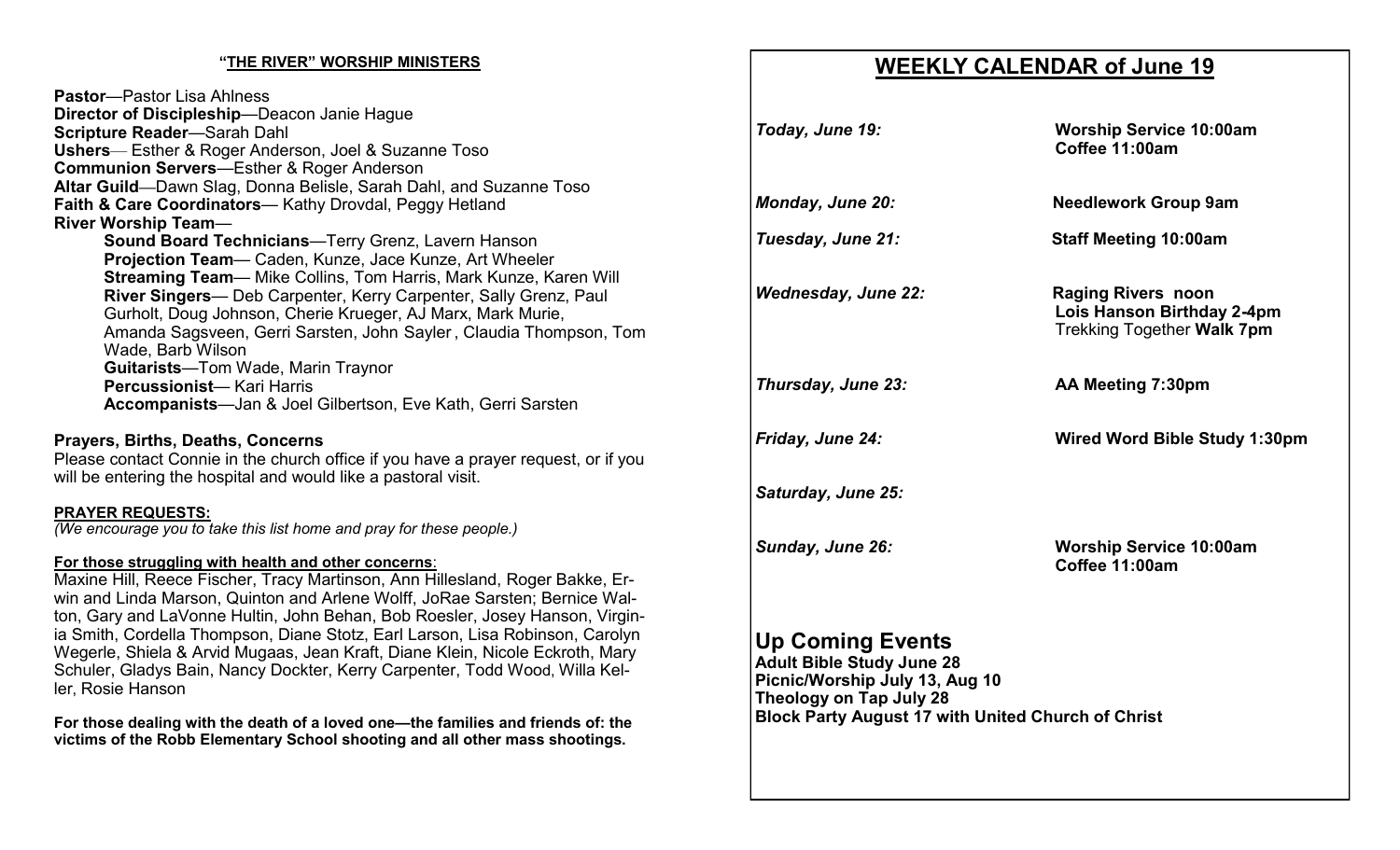**"THE RIVER" WORSHIP MINISTERS**

**Pastor**—Pastor Lisa Ahlness
**Director of Discipleship**—Deacon Janie Hague
**Scripture Reader**—Sarah Dahl
**Ushers**— Esther & Roger Anderson, Joel & Suzanne Toso
**Communion Servers**—Esther & Roger Anderson
**Altar Guild**—Dawn Slag, Donna Belisle, Sarah Dahl, and Suzanne Toso
**Faith & Care Coordinators**— Kathy Drovdal, Peggy Hetland
**River Worship Team**—

- **Sound Board Technicians**—Terry Grenz, Lavern Hanson
- **Projection Team**— Caden, Kunze, Jace Kunze, Art Wheeler
- **Streaming Team**— Mike Collins, Tom Harris, Mark Kunze, Karen Will
- **River Singers**— Deb Carpenter, Kerry Carpenter, Sally Grenz, Paul Gurholt, Doug Johnson, Cherie Krueger, AJ Marx, Mark Murie, Amanda Sagsveen, Gerri Sarsten, John Sayler , Claudia Thompson, Tom Wade, Barb Wilson
- **Guitarists**—Tom Wade, Marin Traynor
- **Percussionist**— Kari Harris
- **Accompanists**—Jan & Joel Gilbertson, Eve Kath, Gerri Sarsten

**Prayers, Births, Deaths, Concerns**

Please contact Connie in the church office if you have a prayer request, or if you will be entering the hospital and would like a pastoral visit.

**PRAYER REQUESTS:**

*(We encourage you to take this list home and pray for these people.)*

**For those struggling with health and other concerns**:

Maxine Hill, Reece Fischer, Tracy Martinson, Ann Hillesland, Roger Bakke, Erwin and Linda Marson, Quinton and Arlene Wolff, JoRae Sarsten; Bernice Walton, Gary and LaVonne Hultin, John Behan, Bob Roesler, Josey Hanson, Virginia Smith, Cordella Thompson, Diane Stotz, Earl Larson, Lisa Robinson, Carolyn Wegerle, Shiela & Arvid Mugaas, Jean Kraft, Diane Klein, Nicole Eckroth, Mary Schuler, Gladys Bain, Nancy Dockter, Kerry Carpenter, Todd Wood, Willa Keller, Rosie Hanson

**For those dealing with the death of a loved one—the families and friends of: the victims of the Robb Elementary School shooting and all other mass shootings.**

## WEEKLY CALENDAR of June 19

| | |
|---|---|
| *Today, June 19:* | **Worship Service 10:00am**<br>**Coffee 11:00am** |
| *Monday, June 20:* | **Needlework Group 9am** |
| *Tuesday, June 21:* | **Staff Meeting 10:00am** |
| *Wednesday, June 22:* | **Raging Rivers noon**<br>**Lois Hanson Birthday 2-4pm**<br>Trekking Together **Walk 7pm** |
| *Thursday, June 23:* | **AA Meeting 7:30pm** |
| *Friday, June 24:* | **Wired Word Bible Study 1:30pm** |
| *Saturday, June 25:* | |
| *Sunday, June 26:* | **Worship Service 10:00am**<br>**Coffee 11:00am** |

## Up Coming Events

**Adult Bible Study June 28**
**Picnic/Worship July 13, Aug 10**
**Theology on Tap July 28**
**Block Party August 17 with United Church of Christ**